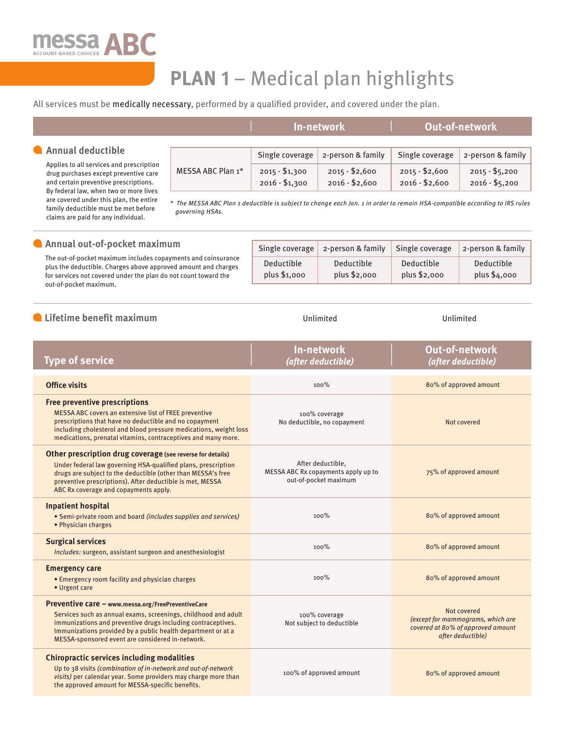messa ABC
ACCOUNT-BASED CHOICES

# PLAN 1 – Medical plan highlights

All services must be **medically necessary**, performed by a qualified provider, and covered under the plan.

## Annual deductible

Applies to all services and prescription drug purchases except preventive care and certain preventive prescriptions. By federal law, when two or more lives are covered under this plan, the entire family deductible must be met before claims are paid for any individual.

| | In-network | | Out-of-network | |
|---|---|---|---|---|
| | Single coverage | 2-person & family | Single coverage | 2-person & family |
| MESSA ABC Plan 1* | 2015 - $1,300<br>2016 - $1,300 | 2015 - $2,600<br>2016 - $2,600 | 2015 - $2,600<br>2016 - $2,600 | 2015 - $5,200<br>2016 - $5,200 |

*\* The MESSA ABC Plan 1 deductible is subject to change each Jan. 1 in order to remain HSA-compatible according to IRS rules governing HSAs.*

## Annual out-of-pocket maximum

The out-of-pocket maximum includes copayments and coinsurance plus the deductible. Charges above approved amount and charges for services not covered under the plan do not count toward the out-of-pocket maximum.

| In-network: Single coverage | In-network: 2-person & family | Out-of-network: Single coverage | Out-of-network: 2-person & family |
|---|---|---|---|
| Deductible plus $1,000 | Deductible plus $2,000 | Deductible plus $2,000 | Deductible plus $4,000 |

## Lifetime benefit maximum

| | In-network | Out-of-network |
|---|---|---|
| Lifetime benefit maximum | Unlimited | Unlimited |

| Type of service | In-network *(after deductible)* | Out-of-network *(after deductible)* |
|---|---|---|
| **Office visits** | 100% | 80% of approved amount |
| **Free preventive prescriptions**<br>MESSA ABC covers an extensive list of FREE preventive prescriptions that have no deductible and no copayment including cholesterol and blood pressure medications, weight loss medications, prenatal vitamins, contraceptives and many more. | 100% coverage<br>No deductible, no copayment | Not covered |
| **Other prescription drug coverage** **(see reverse for details)**<br>Under federal law governing HSA-qualified plans, prescription drugs are subject to the deductible (other than MESSA's free preventive prescriptions). After deductible is met, MESSA ABC Rx coverage and copayments apply. | After deductible, MESSA ABC Rx copayments apply up to out-of-pocket maximum | 75% of approved amount |
| **Inpatient hospital**<br>• Semi-private room and board *(includes supplies and services)*<br>• Physician charges | 100% | 80% of approved amount |
| **Surgical services**<br>*Includes:* surgeon, assistant surgeon and anesthesiologist | 100% | 80% of approved amount |
| **Emergency care**<br>• Emergency room facility and physician charges<br>• Urgent care | 100% | 80% of approved amount |
| **Preventive care – www.messa.org/FreePreventiveCare**<br>Services such as annual exams, screenings, childhood and adult immunizations and preventive drugs including contraceptives. Immunizations provided by a public health department or at a MESSA-sponsored event are considered in-network. | 100% coverage<br>Not subject to deductible | Not covered<br>*(except for mammograms, which are covered at 80% of approved amount after deductible)* |
| **Chiropractic services including modalities**<br>Up to 38 visits *(combination of in-network and out-of-network visits)* per calendar year. Some providers may charge more than the approved amount for MESSA-specific benefits. | 100% of approved amount | 80% of approved amount |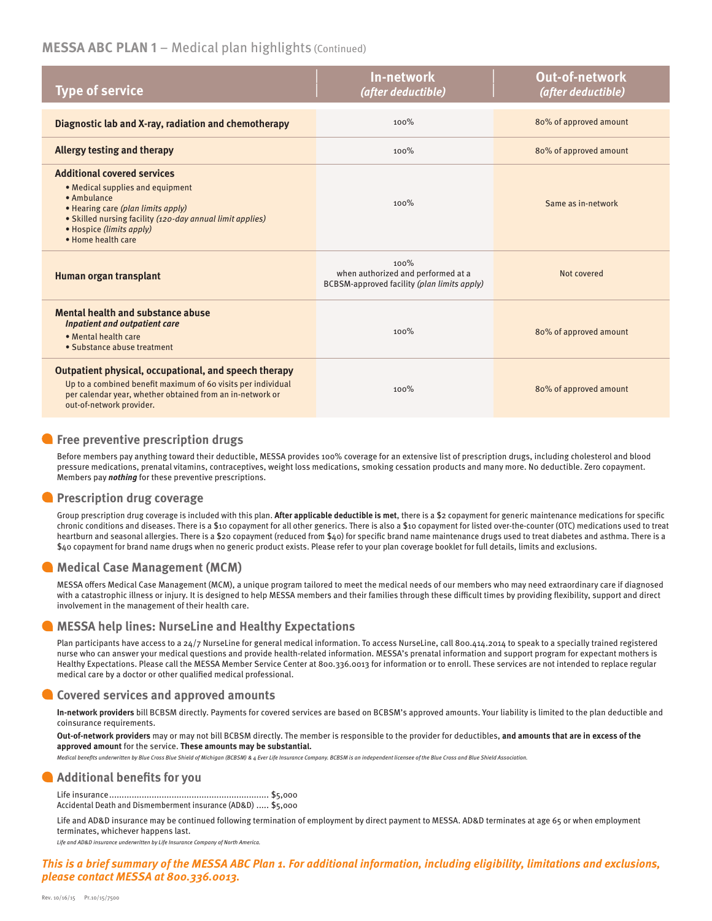## MESSA ABC PLAN 1 – Medical plan highlights (Continued)

| Type of service | In-network *(after deductible)* | Out-of-network *(after deductible)* |
|---|---|---|
| **Diagnostic lab and X-ray, radiation and chemotherapy** | 100% | 80% of approved amount |
| **Allergy testing and therapy** | 100% | 80% of approved amount |
| **Additional covered services**<br>• Medical supplies and equipment<br>• Ambulance<br>• Hearing care *(plan limits apply)*<br>• Skilled nursing facility *(120-day annual limit applies)*<br>• Hospice *(limits apply)*<br>• Home health care | 100% | Same as in-network |
| **Human organ transplant** | 100% when authorized and performed at a BCBSM-approved facility *(plan limits apply)* | Not covered |
| **Mental health and substance abuse** ***Inpatient and outpatient care***<br>• Mental health care<br>• Substance abuse treatment | 100% | 80% of approved amount |
| **Outpatient physical, occupational, and speech therapy** Up to a combined benefit maximum of 60 visits per individual per calendar year, whether obtained from an in-network or out-of-network provider. | 100% | 80% of approved amount |

### Free preventive prescription drugs

Before members pay anything toward their deductible, MESSA provides 100% coverage for an extensive list of prescription drugs, including cholesterol and blood pressure medications, prenatal vitamins, contraceptives, weight loss medications, smoking cessation products and many more. No deductible. Zero copayment. Members pay ***nothing*** for these preventive prescriptions.

### Prescription drug coverage

Group prescription drug coverage is included with this plan. **After applicable deductible is met**, there is a $2 copayment for generic maintenance medications for specific chronic conditions and diseases. There is a $10 copayment for all other generics. There is also a $10 copayment for listed over-the-counter (OTC) medications used to treat heartburn and seasonal allergies. There is a $20 copayment (reduced from $40) for specific brand name maintenance drugs used to treat diabetes and asthma. There is a $40 copayment for brand name drugs when no generic product exists. Please refer to your plan coverage booklet for full details, limits and exclusions.

### Medical Case Management (MCM)

MESSA offers Medical Case Management (MCM), a unique program tailored to meet the medical needs of our members who may need extraordinary care if diagnosed with a catastrophic illness or injury. It is designed to help MESSA members and their families through these difficult times by providing flexibility, support and direct involvement in the management of their health care.

### MESSA help lines: NurseLine and Healthy Expectations

Plan participants have access to a 24/7 NurseLine for general medical information. To access NurseLine, call 800.414.2014 to speak to a specially trained registered nurse who can answer your medical questions and provide health-related information. MESSA's prenatal information and support program for expectant mothers is Healthy Expectations. Please call the MESSA Member Service Center at 800.336.0013 for information or to enroll. These services are not intended to replace regular medical care by a doctor or other qualified medical professional.

### Covered services and approved amounts

**In-network providers** bill BCBSM directly. Payments for covered services are based on BCBSM's approved amounts. Your liability is limited to the plan deductible and coinsurance requirements.

**Out-of-network providers** may or may not bill BCBSM directly. The member is responsible to the provider for deductibles, **and amounts that are in excess of the approved amount** for the service. **These amounts may be substantial.**

*Medical benefits underwritten by Blue Cross Blue Shield of Michigan (BCBSM) & 4 Ever Life Insurance Company. BCBSM is an independent licensee of the Blue Cross and Blue Shield Association.*

### Additional benefits for you

Life insurance................................................................ $5,000
Accidental Death and Dismemberment insurance (AD&D) ..... $5,000

Life and AD&D insurance may be continued following termination of employment by direct payment to MESSA. AD&D terminates at age 65 or when employment terminates, whichever happens last.

*Life and AD&D insurance underwritten by Life Insurance Company of North America.*

***This is a brief summary of the MESSA ABC Plan 1. For additional information, including eligibility, limitations and exclusions, please contact MESSA at 800.336.0013.***

Rev. 10/16/15 Pr.10/15/7500